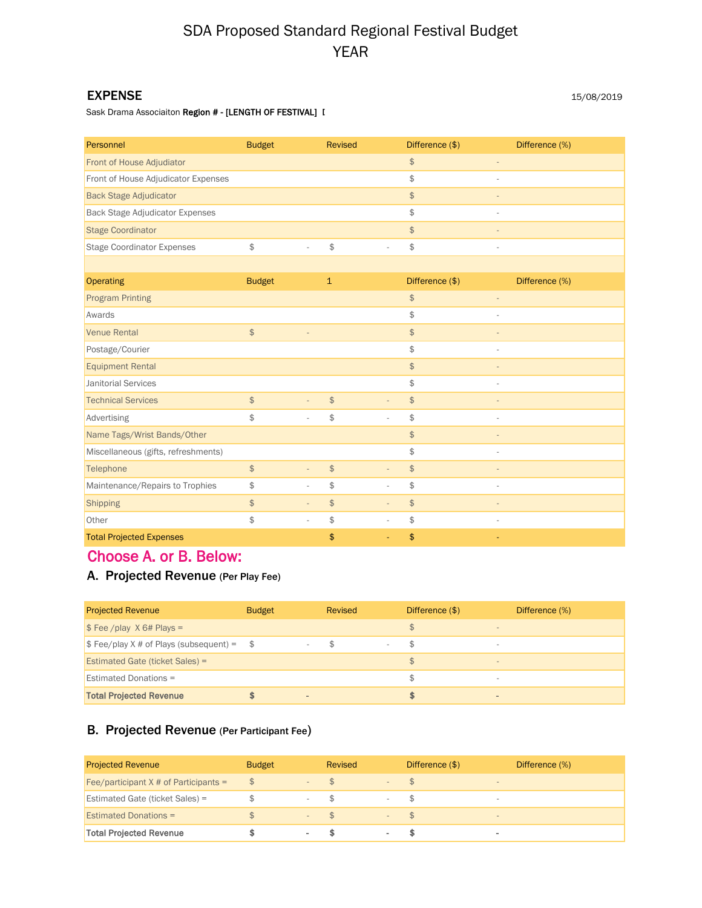# SDA Proposed Standard Regional Festival Budget
# YEAR

## EXPENSE

15/08/2019

Sask Drama Associaiton **Region # - [LENGTH OF FESTIVAL]**

| Personnel | Budget | Revised | Difference ($) | Difference (%) |
|---|---|---|---|---|
| Front of House Adjudicator | | | $ - | |
| Front of House Adjudicator Expenses | | | $ - | |
| Back Stage Adjudicator | | | $ - | |
| Back Stage Adjudicator Expenses | | | $ - | |
| Stage Coordinator | | | $ - | |
| Stage Coordinator Expenses | $ - | $ - | $ - | |
| | | | | |
| **Operating** | **Budget** | **1** | **Difference ($)** | **Difference (%)** |
| Program Printing | | | $ - | |
| Awards | | | $ - | |
| Venue Rental | $ - | | $ - | |
| Postage/Courier | | | $ - | |
| Equipment Rental | | | $ - | |
| Janitorial Services | | | $ - | |
| Technical Services | $ - | $ - | $ - | |
| Advertising | $ - | $ - | $ - | |
| Name Tags/Wrist Bands/Other | | | $ - | |
| Miscellaneous (gifts, refreshments) | | | $ - | |
| Telephone | $ - | $ - | $ - | |
| Maintenance/Repairs to Trophies | $ - | $ - | $ - | |
| Shipping | $ - | $ - | $ - | |
| Other | $ - | $ - | $ - | |
| Total Projected Expenses | | $ - | $ - | |

## Choose A. or B. Below:

### A. Projected Revenue (Per Play Fee)

| Projected Revenue | Budget | Revised | Difference ($) | Difference (%) |
|---|---|---|---|---|
| $ Fee /play X 6# Plays = | | | $ - | |
| $ Fee/play X # of Plays (subsequent) = | $ - | $ - | $ - | |
| Estimated Gate (ticket Sales) = | | | $ - | |
| Estimated Donations = | | | $ - | |
| **Total Projected Revenue** | **$ -** | | **$ -** | |

### B. Projected Revenue (Per Participant Fee)

| Projected Revenue | Budget | Revised | Difference ($) | Difference (%) |
|---|---|---|---|---|
| Fee/participant X # of Participants = | $ - | $ - | $ - | |
| Estimated Gate (ticket Sales) = | $ - | $ - | $ - | |
| Estimated Donations = | $ - | $ - | $ - | |
| **Total Projected Revenue** | **$ -** | **$ -** | **$ -** | |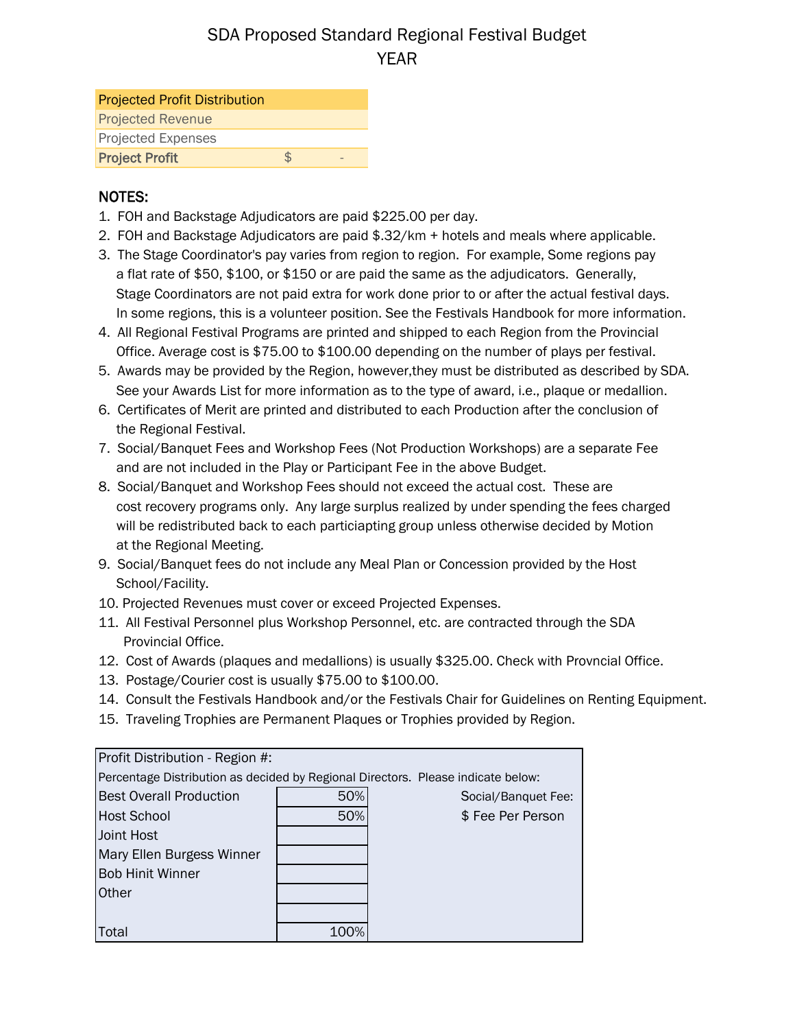# SDA Proposed Standard Regional Festival Budget
## YEAR

| Projected Profit Distribution | |
|---|---|
| Projected Revenue | |
| Projected Expenses | |
| **Project Profit** | $ - |

**NOTES:**

1. FOH and Backstage Adjudicators are paid $225.00 per day.
2. FOH and Backstage Adjudicators are paid $.32/km + hotels and meals where applicable.
3. The Stage Coordinator's pay varies from region to region. For example, Some regions pay a flat rate of $50, $100, or $150 or are paid the same as the adjudicators. Generally, Stage Coordinators are not paid extra for work done prior to or after the actual festival days. In some regions, this is a volunteer position. See the Festivals Handbook for more information.
4. All Regional Festival Programs are printed and shipped to each Region from the Provincial Office. Average cost is $75.00 to $100.00 depending on the number of plays per festival.
5. Awards may be provided by the Region, however,they must be distributed as described by SDA. See your Awards List for more information as to the type of award, i.e., plaque or medallion.
6. Certificates of Merit are printed and distributed to each Production after the conclusion of the Regional Festival.
7. Social/Banquet Fees and Workshop Fees (Not Production Workshops) are a separate Fee and are not included in the Play or Participant Fee in the above Budget.
8. Social/Banquet and Workshop Fees should not exceed the actual cost. These are cost recovery programs only. Any large surplus realized by under spending the fees charged will be redistributed back to each particiapting group unless otherwise decided by Motion at the Regional Meeting.
9. Social/Banquet fees do not include any Meal Plan or Concession provided by the Host School/Facility.
10. Projected Revenues must cover or exceed Projected Expenses.
11. All Festival Personnel plus Workshop Personnel, etc. are contracted through the SDA Provincial Office.
12. Cost of Awards (plaques and medallions) is usually $325.00. Check with Provncial Office.
13. Postage/Courier cost is usually $75.00 to $100.00.
14. Consult the Festivals Handbook and/or the Festivals Chair for Guidelines on Renting Equipment.
15. Traveling Trophies are Permanent Plaques or Trophies provided by Region.

Profit Distribution - Region #:

Percentage Distribution as decided by Regional Directors. Please indicate below:

| | | |
|---|---|---|
| Best Overall Production | 50% | Social/Banquet Fee: |
| Host School | 50% | $ Fee Per Person |
| Joint Host | | |
| Mary Ellen Burgess Winner | | |
| Bob Hinit Winner | | |
| Other | | |
| | | |
| Total | 100% | |